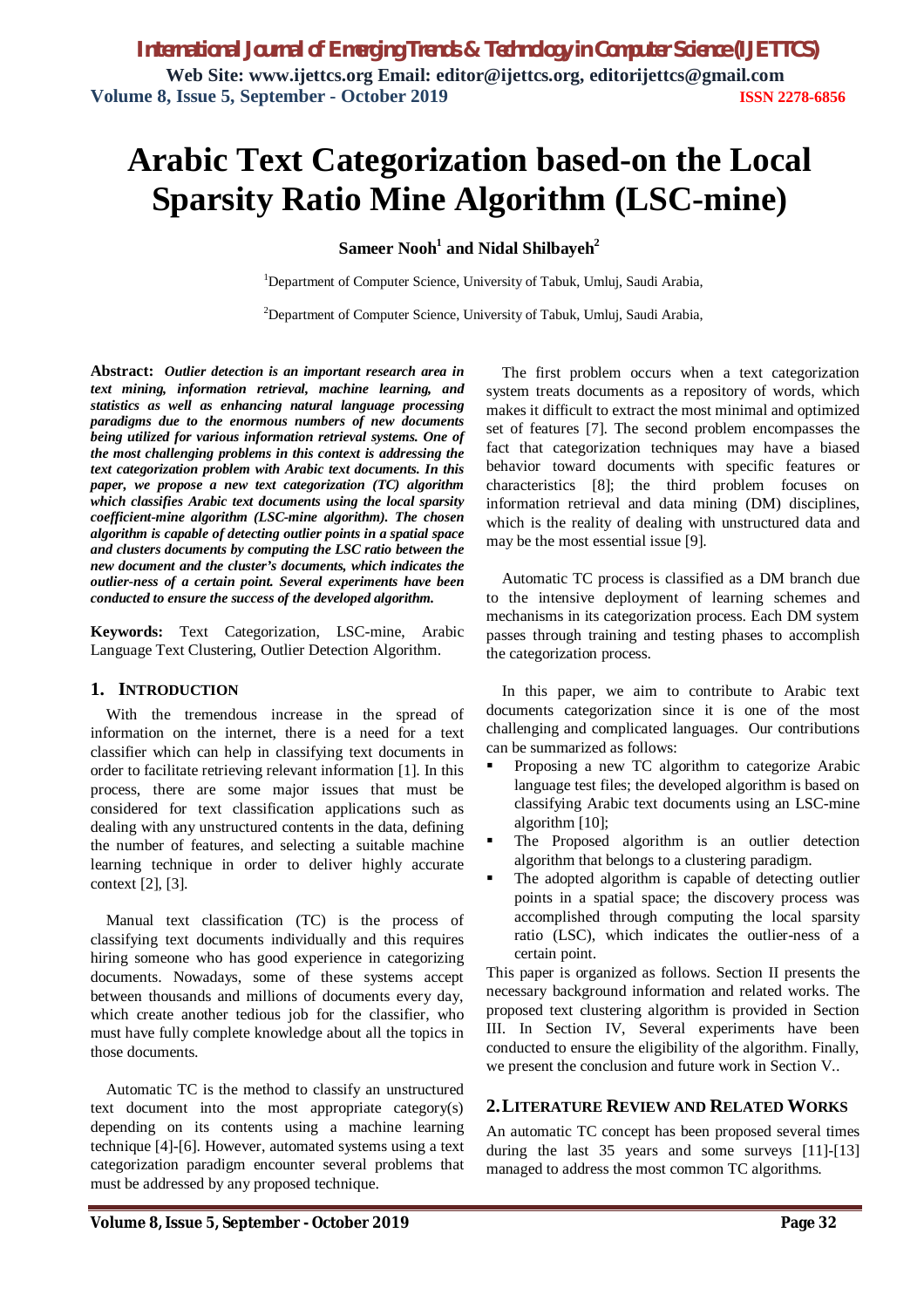# Arabic Text Categorization based-on the Local Sparsity Ratio Mine Algorithm (LSC-mine)

**Sameer Nooh[1] and Nidal Shilbayeh[2]**

[1]Department of Computer Science, University of Tabuk, Umluj, Saudi Arabia,

[2]Department of Computer Science, University of Tabuk, Umluj, Saudi Arabia,

**Abstract:** ***Outlier detection is an important research area in text mining, information retrieval, machine learning, and statistics as well as enhancing natural language processing paradigms due to the enormous numbers of new documents being utilized for various information retrieval systems. One of the most challenging problems in this context is addressing the text categorization problem with Arabic text documents. In this paper, we propose a new text categorization (TC) algorithm which classifies Arabic text documents using the local sparsity coefficient-mine algorithm (LSC-mine algorithm). The chosen algorithm is capable of detecting outlier points in a spatial space and clusters documents by computing the LSC ratio between the new document and the cluster's documents, which indicates the outlier-ness of a certain point. Several experiments have been conducted to ensure the success of the developed algorithm.***

**Keywords:** Text Categorization, LSC-mine, Arabic Language Text Clustering, Outlier Detection Algorithm.

## 1. INTRODUCTION

With the tremendous increase in the spread of information on the internet, there is a need for a text classifier which can help in classifying text documents in order to facilitate retrieving relevant information [1]. In this process, there are some major issues that must be considered for text classification applications such as dealing with any unstructured contents in the data, defining the number of features, and selecting a suitable machine learning technique in order to deliver highly accurate context [2], [3].

Manual text classification (TC) is the process of classifying text documents individually and this requires hiring someone who has good experience in categorizing documents. Nowadays, some of these systems accept between thousands and millions of documents every day, which create another tedious job for the classifier, who must have fully complete knowledge about all the topics in those documents.

Automatic TC is the method to classify an unstructured text document into the most appropriate category(s) depending on its contents using a machine learning technique [4]-[6]. However, automated systems using a text categorization paradigm encounter several problems that must be addressed by any proposed technique.

The first problem occurs when a text categorization system treats documents as a repository of words, which makes it difficult to extract the most minimal and optimized set of features [7]. The second problem encompasses the fact that categorization techniques may have a biased behavior toward documents with specific features or characteristics [8]; the third problem focuses on information retrieval and data mining (DM) disciplines, which is the reality of dealing with unstructured data and may be the most essential issue [9].

Automatic TC process is classified as a DM branch due to the intensive deployment of learning schemes and mechanisms in its categorization process. Each DM system passes through training and testing phases to accomplish the categorization process.

In this paper, we aim to contribute to Arabic text documents categorization since it is one of the most challenging and complicated languages. Our contributions can be summarized as follows:

- Proposing a new TC algorithm to categorize Arabic language test files; the developed algorithm is based on classifying Arabic text documents using an LSC-mine algorithm [10];
- The Proposed algorithm is an outlier detection algorithm that belongs to a clustering paradigm.
- The adopted algorithm is capable of detecting outlier points in a spatial space; the discovery process was accomplished through computing the local sparsity ratio (LSC), which indicates the outlier-ness of a certain point.

This paper is organized as follows. Section II presents the necessary background information and related works. The proposed text clustering algorithm is provided in Section III. In Section IV, Several experiments have been conducted to ensure the eligibility of the algorithm. Finally, we present the conclusion and future work in Section V..

## 2. LITERATURE REVIEW AND RELATED WORKS

An automatic TC concept has been proposed several times during the last 35 years and some surveys [11]-[13] managed to address the most common TC algorithms.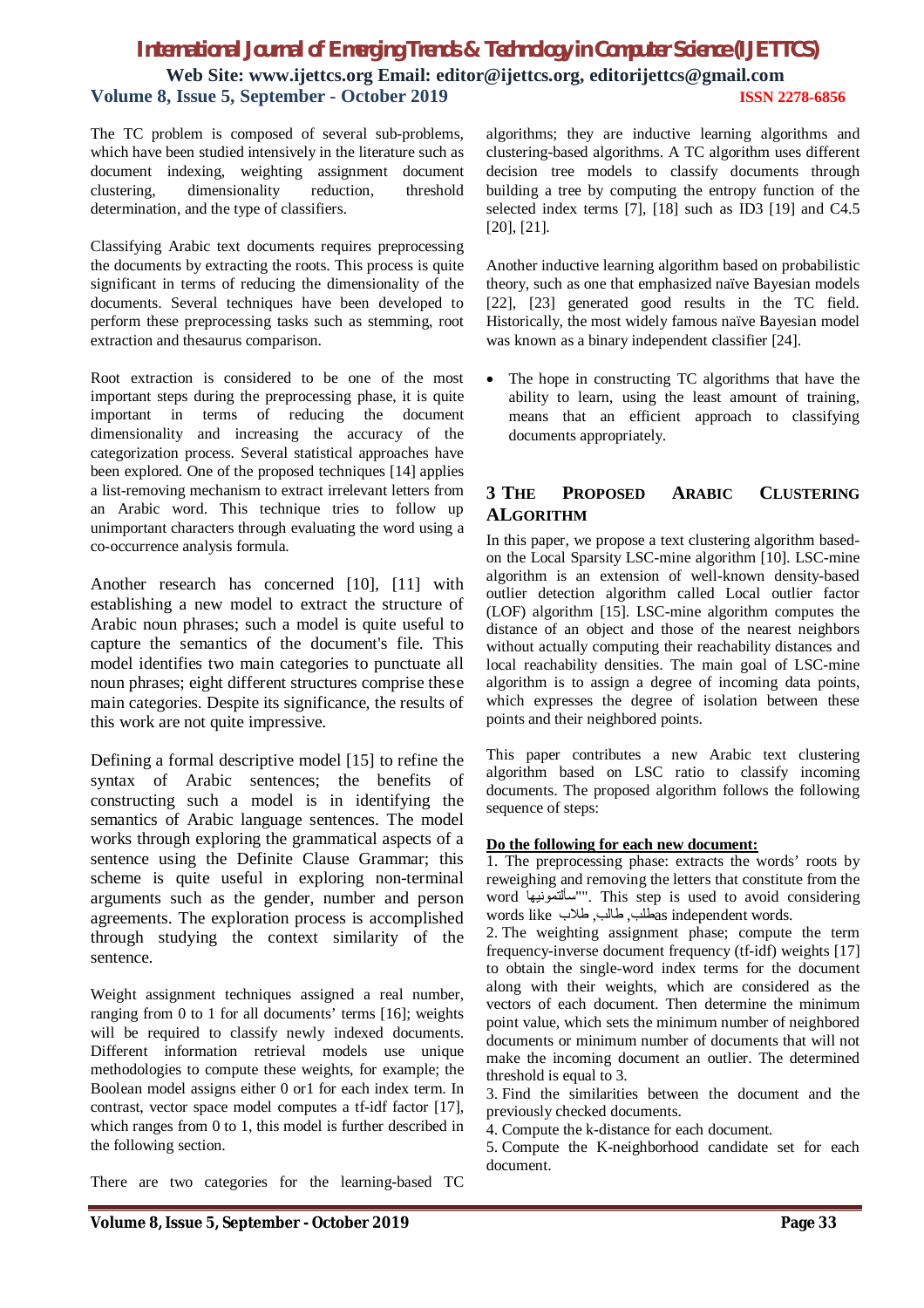The TC problem is composed of several sub-problems, which have been studied intensively in the literature such as document indexing, weighting assignment document clustering, dimensionality reduction, threshold determination, and the type of classifiers.

Classifying Arabic text documents requires preprocessing the documents by extracting the roots. This process is quite significant in terms of reducing the dimensionality of the documents. Several techniques have been developed to perform these preprocessing tasks such as stemming, root extraction and thesaurus comparison.

Root extraction is considered to be one of the most important steps during the preprocessing phase, it is quite important in terms of reducing the document dimensionality and increasing the accuracy of the categorization process. Several statistical approaches have been explored. One of the proposed techniques [14] applies a list-removing mechanism to extract irrelevant letters from an Arabic word. This technique tries to follow up unimportant characters through evaluating the word using a co-occurrence analysis formula.

Another research has concerned [10], [11] with establishing a new model to extract the structure of Arabic noun phrases; such a model is quite useful to capture the semantics of the document's file. This model identifies two main categories to punctuate all noun phrases; eight different structures comprise these main categories. Despite its significance, the results of this work are not quite impressive.

Defining a formal descriptive model [15] to refine the syntax of Arabic sentences; the benefits of constructing such a model is in identifying the semantics of Arabic language sentences. The model works through exploring the grammatical aspects of a sentence using the Definite Clause Grammar; this scheme is quite useful in exploring non-terminal arguments such as the gender, number and person agreements. The exploration process is accomplished through studying the context similarity of the sentence.

Weight assignment techniques assigned a real number, ranging from 0 to 1 for all documents' terms [16]; weights will be required to classify newly indexed documents. Different information retrieval models use unique methodologies to compute these weights, for example; the Boolean model assigns either 0 or1 for each index term. In contrast, vector space model computes a tf-idf factor [17], which ranges from 0 to 1, this model is further described in the following section.

There are two categories for the learning-based TC algorithms; they are inductive learning algorithms and clustering-based algorithms. A TC algorithm uses different decision tree models to classify documents through building a tree by computing the entropy function of the selected index terms [7], [18] such as ID3 [19] and C4.5 [20], [21].

Another inductive learning algorithm based on probabilistic theory, such as one that emphasized naïve Bayesian models [22], [23] generated good results in the TC field. Historically, the most widely famous naïve Bayesian model was known as a binary independent classifier [24].

- The hope in constructing TC algorithms that have the ability to learn, using the least amount of training, means that an efficient approach to classifying documents appropriately.

## 3 The Proposed Arabic Clustering Algorithm

In this paper, we propose a text clustering algorithm based-on the Local Sparsity LSC-mine algorithm [10]. LSC-mine algorithm is an extension of well-known density-based outlier detection algorithm called Local outlier factor (LOF) algorithm [15]. LSC-mine algorithm computes the distance of an object and those of the nearest neighbors without actually computing their reachability distances and local reachability densities. The main goal of LSC-mine algorithm is to assign a degree of incoming data points, which expresses the degree of isolation between these points and their neighbored points.

This paper contributes a new Arabic text clustering algorithm based on LSC ratio to classify incoming documents. The proposed algorithm follows the following sequence of steps:

**Do the following for each new document:**

1. The preprocessing phase: extracts the words' roots by reweighing and removing the letters that constitute from the word "سألتمونيها"". This step is used to avoid considering words like طلاب ,طالب ,طلب as independent words.
2. The weighting assignment phase; compute the term frequency-inverse document frequency (tf-idf) weights [17] to obtain the single-word index terms for the document along with their weights, which are considered as the vectors of each document. Then determine the minimum point value, which sets the minimum number of neighbored documents or minimum number of documents that will not make the incoming document an outlier. The determined threshold is equal to 3.
3. Find the similarities between the document and the previously checked documents.
4. Compute the k-distance for each document.
5. Compute the K-neighborhood candidate set for each document.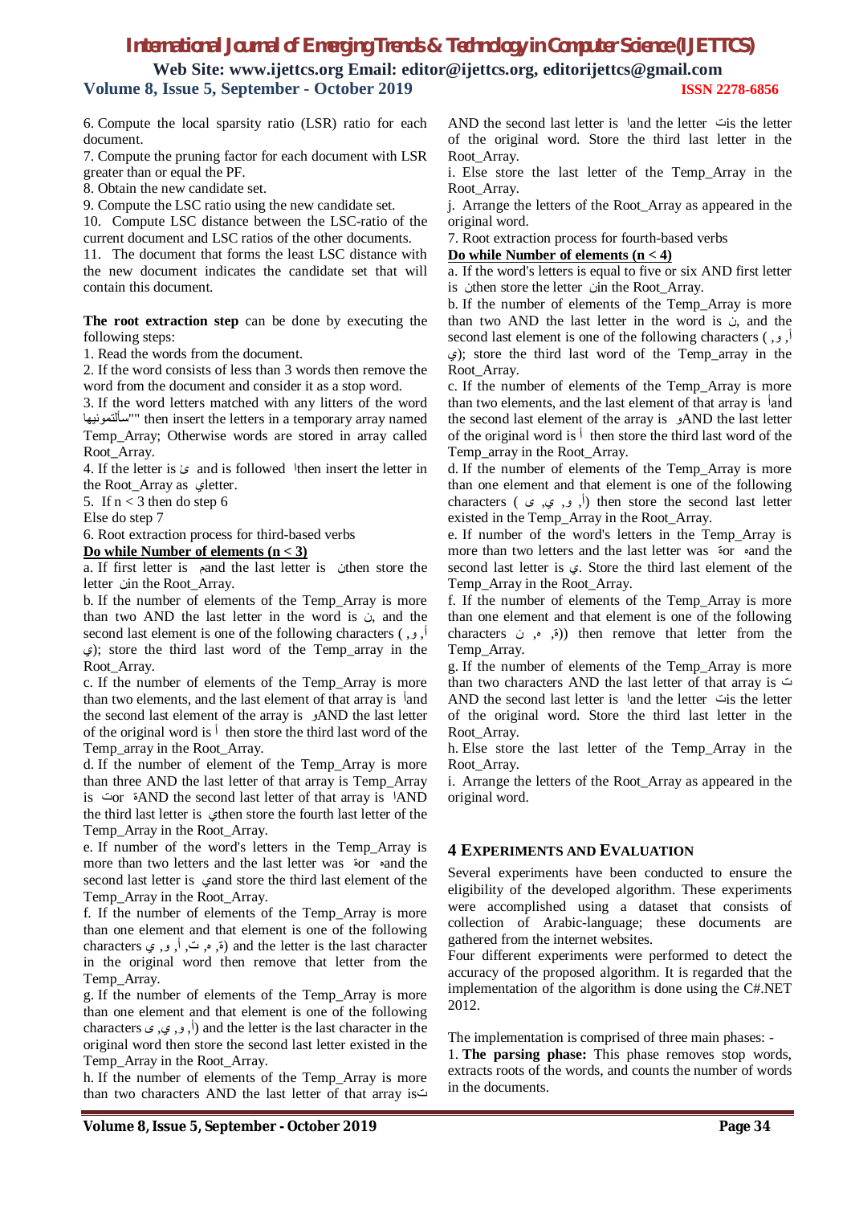6. Compute the local sparsity ratio (LSR) ratio for each document.

7. Compute the pruning factor for each document with LSR greater than or equal the PF.

8. Obtain the new candidate set.

9. Compute the LSC ratio using the new candidate set.

10. Compute LSC distance between the LSC-ratio of the current document and LSC ratios of the other documents.

11. The document that forms the least LSC distance with the new document indicates the candidate set that will contain this document.

**The root extraction step** can be done by executing the following steps:

1. Read the words from the document.

2. If the word consists of less than 3 words then remove the word from the document and consider it as a stop word.

3. If the word letters matched with any litters of the word "سألتمونيها" then insert the letters in a temporary array named Temp_Array; Otherwise words are stored in array called Root_Array.

4. If the letter is ئ and is followed ا then insert the letter in the Root_Array as ي letter.

5. If n < 3 then do step 6

Else do step 7

6. Root extraction process for third-based verbs

**Do while Number of elements (n < 3)**

a. If first letter is م and the last letter is ن then store the letter ن in the Root_Array.

b. If the number of elements of the Temp_Array is more than two AND the last letter in the word is ن, and the second last element is one of the following characters (أ, و, ي); store the third last word of the Temp_array in the Root_Array.

c. If the number of elements of the Temp_Array is more than two elements, and the last element of that array is أ and the second last element of the array is و AND the last letter of the original word is أ then store the third last word of the Temp_array in the Root_Array.

d. If the number of element of the Temp_Array is more than three AND the last letter of that array is Temp_Array is ت or ة AND the second last letter of that array is ا AND the third last letter is ي then store the fourth last letter of the Temp_Array in the Root_Array.

e. If number of the word's letters in the Temp_Array is more than two letters and the last letter was ة or ه and the second last letter is ي and store the third last element of the Temp_Array in the Root_Array.

f. If the number of elements of the Temp_Array is more than one element and that element is one of the following characters (ة, ه, ت, أ, و, ي) and the letter is the last character in the original word then remove that letter from the Temp_Array.

g. If the number of elements of the Temp_Array is more than one element and that element is one of the following characters (أ, و, ي, ى) and the letter is the last character in the original word then store the second last letter existed in the Temp_Array in the Root_Array.

h. If the number of elements of the Temp_Array is more than two characters AND the last letter of that array is ت AND the second last letter is ا and the letter ت is the letter of the original word. Store the third last letter in the Root_Array.

i. Else store the last letter of the Temp_Array in the Root_Array.

j. Arrange the letters of the Root_Array as appeared in the original word.

7. Root extraction process for fourth-based verbs

**Do while Number of elements (n < 4)**

a. If the word's letters is equal to five or six AND first letter is ن then store the letter ن in the Root_Array.

b. If the number of elements of the Temp_Array is more than two AND the last letter in the word is ن, and the second last element is one of the following characters (أ, و, ي); store the third last word of the Temp_array in the Root_Array.

c. If the number of elements of the Temp_Array is more than two elements, and the last element of that array is أ and the second last element of the array is و AND the last letter of the original word is أ then store the third last word of the Temp_array in the Root_Array.

d. If the number of elements of the Temp_Array is more than one element and that element is one of the following characters (أ, و, ي, ى) then store the second last letter existed in the Temp_Array in the Root_Array.

e. If number of the word's letters in the Temp_Array is more than two letters and the last letter was ة or ه and the second last letter is ي. Store the third last element of the Temp_Array in the Root_Array.

f. If the number of elements of the Temp_Array is more than one element and that element is one of the following characters (ة, ه, ن)) then remove that letter from the Temp_Array.

g. If the number of elements of the Temp_Array is more than two characters AND the last letter of that array is ت AND the second last letter is ا and the letter ت is the letter of the original word. Store the third last letter in the Root_Array.

h. Else store the last letter of the Temp_Array in the Root_Array.

i. Arrange the letters of the Root_Array as appeared in the original word.

## 4 EXPERIMENTS AND EVALUATION

Several experiments have been conducted to ensure the eligibility of the developed algorithm. These experiments were accomplished using a dataset that consists of collection of Arabic-language; these documents are gathered from the internet websites.

Four different experiments were performed to detect the accuracy of the proposed algorithm. It is regarded that the implementation of the algorithm is done using the C#.NET 2012.

The implementation is comprised of three main phases: -

1. **The parsing phase:** This phase removes stop words, extracts roots of the words, and counts the number of words in the documents.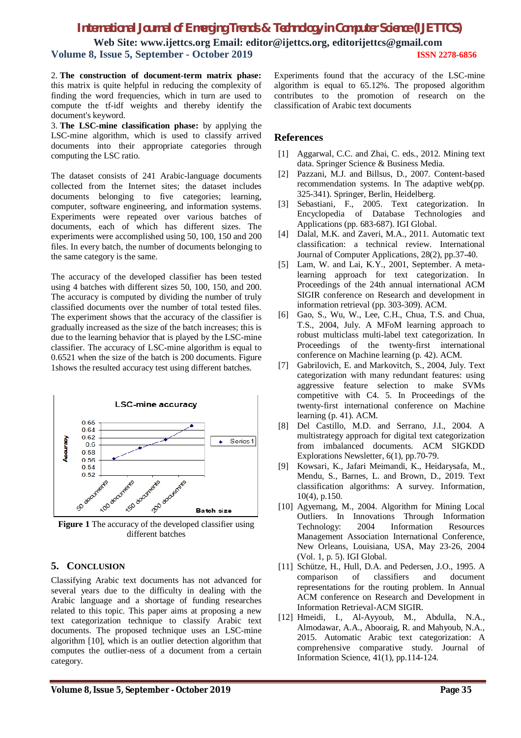2. **The construction of document-term matrix phase:** this matrix is quite helpful in reducing the complexity of finding the word frequencies, which in turn are used to compute the tf-idf weights and thereby identify the document's keyword.

3. **The LSC-mine classification phase:** by applying the LSC-mine algorithm, which is used to classify arrived documents into their appropriate categories through computing the LSC ratio.

The dataset consists of 241 Arabic-language documents collected from the Internet sites; the dataset includes documents belonging to five categories; learning, computer, software engineering, and information systems. Experiments were repeated over various batches of documents, each of which has different sizes. The experiments were accomplished using 50, 100, 150 and 200 files. In every batch, the number of documents belonging to the same category is the same.

The accuracy of the developed classifier has been tested using 4 batches with different sizes 50, 100, 150, and 200. The accuracy is computed by dividing the number of truly classified documents over the number of total tested files. The experiment shows that the accuracy of the classifier is gradually increased as the size of the batch increases; this is due to the learning behavior that is played by the LSC-mine classifier. The accuracy of LSC-mine algorithm is equal to 0.6521 when the size of the batch is 200 documents. Figure 1shows the resulted accuracy test using different batches.

**Figure 1** The accuracy of the developed classifier using different batches

## 5. Conclusion

Classifying Arabic text documents has not advanced for several years due to the difficulty in dealing with the Arabic language and a shortage of funding researches related to this topic. This paper aims at proposing a new text categorization technique to classify Arabic text documents. The proposed technique uses an LSC-mine algorithm [10], which is an outlier detection algorithm that computes the outlier-ness of a document from a certain category. Experiments found that the accuracy of the LSC-mine algorithm is equal to 65.12%. The proposed algorithm contributes to the promotion of research on the classification of Arabic text documents

## References

[1] Aggarwal, C.C. and Zhai, C. eds., 2012. Mining text data. Springer Science & Business Media.

[2] Pazzani, M.J. and Billsus, D., 2007. Content-based recommendation systems. In The adaptive web(pp. 325-341). Springer, Berlin, Heidelberg.

[3] Sebastiani, F., 2005. Text categorization. In Encyclopedia of Database Technologies and Applications (pp. 683-687). IGI Global.

[4] Dalal, M.K. and Zaveri, M.A., 2011. Automatic text classification: a technical review. International Journal of Computer Applications, 28(2), pp.37-40.

[5] Lam, W. and Lai, K.Y., 2001, September. A meta-learning approach for text categorization. In Proceedings of the 24th annual international ACM SIGIR conference on Research and development in information retrieval (pp. 303-309). ACM.

[6] Gao, S., Wu, W., Lee, C.H., Chua, T.S. and Chua, T.S., 2004, July. A MFoM learning approach to robust multiclass multi-label text categorization. In Proceedings of the twenty-first international conference on Machine learning (p. 42). ACM.

[7] Gabrilovich, E. and Markovitch, S., 2004, July. Text categorization with many redundant features: using aggressive feature selection to make SVMs competitive with C4. 5. In Proceedings of the twenty-first international conference on Machine learning (p. 41). ACM.

[8] Del Castillo, M.D. and Serrano, J.I., 2004. A multistrategy approach for digital text categorization from imbalanced documents. ACM SIGKDD Explorations Newsletter, 6(1), pp.70-79.

[9] Kowsari, K., Jafari Meimandi, K., Heidarysafa, M., Mendu, S., Barnes, L. and Brown, D., 2019. Text classification algorithms: A survey. Information, 10(4), p.150.

[10] Agyemang, M., 2004. Algorithm for Mining Local Outliers. In Innovations Through Information Technology: 2004 Information Resources Management Association International Conference, New Orleans, Louisiana, USA, May 23-26, 2004 (Vol. 1, p. 5). IGI Global.

[11] Schütze, H., Hull, D.A. and Pedersen, J.O., 1995. A comparison of classifiers and document representations for the routing problem. In Annual ACM conference on Research and Development in Information Retrieval-ACM SIGIR.

[12] Hmeidi, I., Al-Ayyoub, M., Abdulla, N.A., Almodawar, A.A., Abooraig, R. and Mahyoub, N.A., 2015. Automatic Arabic text categorization: A comprehensive comparative study. Journal of Information Science, 41(1), pp.114-124.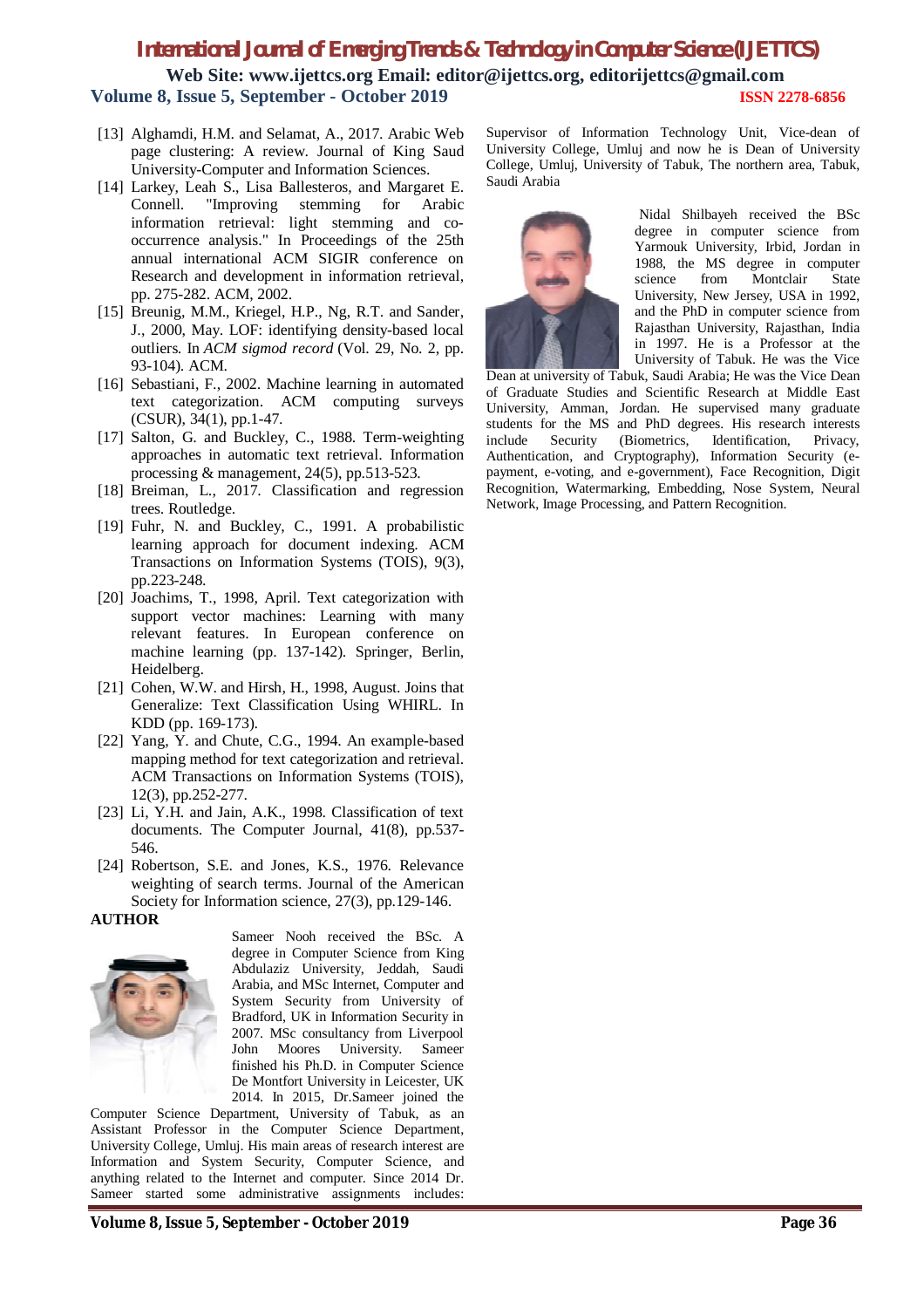[13] Alghamdi, H.M. and Selamat, A., 2017. Arabic Web page clustering: A review. Journal of King Saud University-Computer and Information Sciences.

[14] Larkey, Leah S., Lisa Ballesteros, and Margaret E. Connell. "Improving stemming for Arabic information retrieval: light stemming and co-occurrence analysis." In Proceedings of the 25th annual international ACM SIGIR conference on Research and development in information retrieval, pp. 275-282. ACM, 2002.

[15] Breunig, M.M., Kriegel, H.P., Ng, R.T. and Sander, J., 2000, May. LOF: identifying density-based local outliers. In *ACM sigmod record* (Vol. 29, No. 2, pp. 93-104). ACM.

[16] Sebastiani, F., 2002. Machine learning in automated text categorization. ACM computing surveys (CSUR), 34(1), pp.1-47.

[17] Salton, G. and Buckley, C., 1988. Term-weighting approaches in automatic text retrieval. Information processing & management, 24(5), pp.513-523.

[18] Breiman, L., 2017. Classification and regression trees. Routledge.

[19] Fuhr, N. and Buckley, C., 1991. A probabilistic learning approach for document indexing. ACM Transactions on Information Systems (TOIS), 9(3), pp.223-248.

[20] Joachims, T., 1998, April. Text categorization with support vector machines: Learning with many relevant features. In European conference on machine learning (pp. 137-142). Springer, Berlin, Heidelberg.

[21] Cohen, W.W. and Hirsh, H., 1998, August. Joins that Generalize: Text Classification Using WHIRL. In KDD (pp. 169-173).

[22] Yang, Y. and Chute, C.G., 1994. An example-based mapping method for text categorization and retrieval. ACM Transactions on Information Systems (TOIS), 12(3), pp.252-277.

[23] Li, Y.H. and Jain, A.K., 1998. Classification of text documents. The Computer Journal, 41(8), pp.537-546.

[24] Robertson, S.E. and Jones, K.S., 1976. Relevance weighting of search terms. Journal of the American Society for Information science, 27(3), pp.129-146.

**AUTHOR**

Sameer Nooh received the BSc. A degree in Computer Science from King Abdulaziz University, Jeddah, Saudi Arabia, and MSc Internet, Computer and System Security from University of Bradford, UK in Information Security in 2007. MSc consultancy from Liverpool John Moores University. Sameer finished his Ph.D. in Computer Science De Montfort University in Leicester, UK 2014. In 2015, Dr.Sameer joined the Computer Science Department, University of Tabuk, as an Assistant Professor in the Computer Science Department, University College, Umluj. His main areas of research interest are Information and System Security, Computer Science, and anything related to the Internet and computer. Since 2014 Dr. Sameer started some administrative assignments includes: Supervisor of Information Technology Unit, Vice-dean of University College, Umluj and now he is Dean of University College, Umluj, University of Tabuk, The northern area, Tabuk, Saudi Arabia

Nidal Shilbayeh received the BSc degree in computer science from Yarmouk University, Irbid, Jordan in 1988, the MS degree in computer science from Montclair State University, New Jersey, USA in 1992, and the PhD in computer science from Rajasthan University, Rajasthan, India in 1997. He is a Professor at the University of Tabuk. He was the Vice Dean at university of Tabuk, Saudi Arabia; He was the Vice Dean of Graduate Studies and Scientific Research at Middle East University, Amman, Jordan. He supervised many graduate students for the MS and PhD degrees. His research interests include Security (Biometrics, Identification, Privacy, Authentication, and Cryptography), Information Security (e-payment, e-voting, and e-government), Face Recognition, Digit Recognition, Watermarking, Embedding, Nose System, Neural Network, Image Processing, and Pattern Recognition.